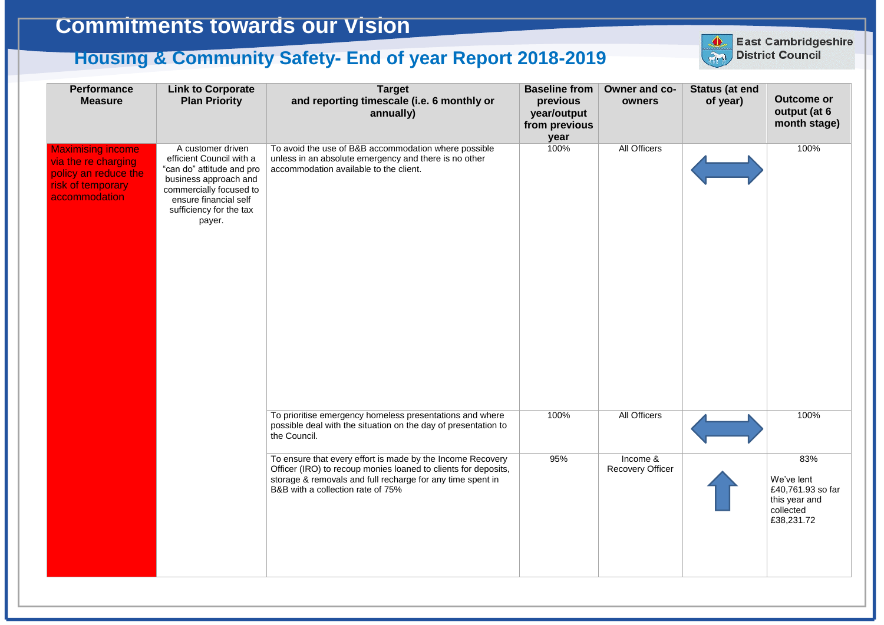# Commitments towards our Vision

## Housing & Community Safety- End of year Report 2018-2019

East Cambridgeshire District Council

| Performance Measure | Link to Corporate Plan Priority | Target and reporting timescale (i.e. 6 monthly or annually) | Baseline from previous year/output from previous year | Owner and co-owners | Status (at end of year) | Outcome or output (at 6 month stage) |
|---|---|---|---|---|---|---|
| Maximising income via the re charging policy an reduce the risk of temporary accommodation | A customer driven efficient Council with a "can do" attitude and pro business approach and commercially focused to ensure financial self sufficiency for the tax payer. | To avoid the use of B&B accommodation where possible unless in an absolute emergency and there is no other accommodation available to the client. | 100% | All Officers | ⟷ | 100% |
| | | To prioritise emergency homeless presentations and where possible deal with the situation on the day of presentation to the Council. | 100% | All Officers | ⟷ | 100% |
| | | To ensure that every effort is made by the Income Recovery Officer (IRO) to recoup monies loaned to clients for deposits, storage & removals and full recharge for any time spent in B&B with a collection rate of 75% | 95% | Income & Recovery Officer | ↑ | 83%<br><br>We've lent £40,761.93 so far this year and collected £38,231.72 |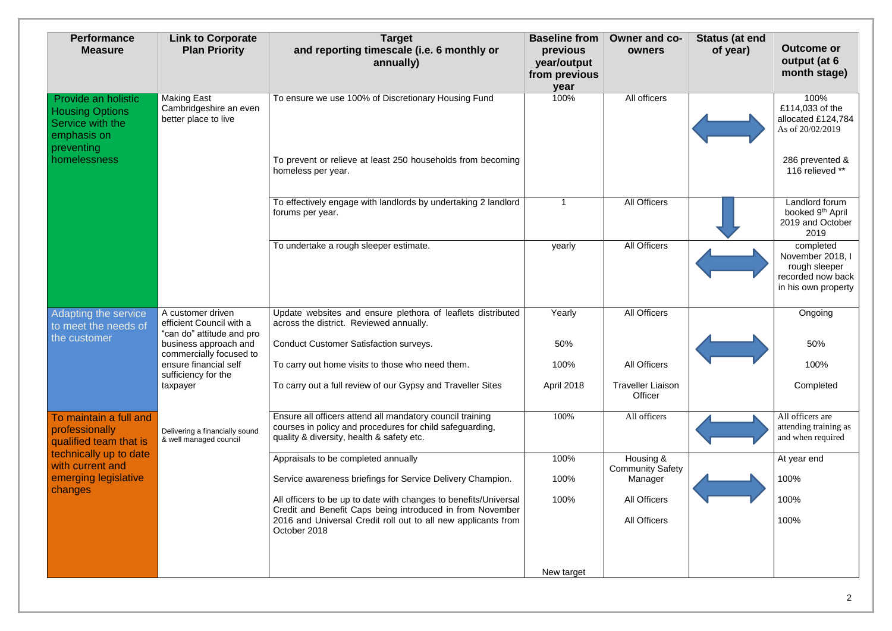| Performance Measure | Link to Corporate Plan Priority | Target and reporting timescale (i.e. 6 monthly or annually) | Baseline from previous year/output from previous year | Owner and co-owners | Status (at end of year) | Outcome or output (at 6 month stage) |
|---|---|---|---|---|---|---|
| Provide an holistic Housing Options Service with the emphasis on preventing homelessness | Making East Cambridgeshire an even better place to live | To ensure we use 100% of Discretionary Housing Fund | 100% | All officers | ⟺ | 100% £114,033 of the allocated £124,784 As of 20/02/2019 |
| | | To prevent or relieve at least 250 households from becoming homeless per year. | | | | 286 prevented & 116 relieved ** |
| | | To effectively engage with landlords by undertaking 2 landlord forums per year. | 1 | All Officers | ⇓ | Landlord forum booked 9th April 2019 and October 2019 |
| | | To undertake a rough sleeper estimate. | yearly | All Officers | ⟺ | completed November 2018, I rough sleeper recorded now back in his own property |
| Adapting the service to meet the needs of the customer | A customer driven efficient Council with a "can do" attitude and pro business approach and commercially focused to ensure financial self sufficiency for the taxpayer | Update websites and ensure plethora of leaflets distributed across the district. Reviewed annually. | Yearly | All Officers | ⟺ | Ongoing |
| | | Conduct Customer Satisfaction surveys. | 50% | | | 50% |
| | | To carry out home visits to those who need them. | 100% | All Officers | | 100% |
| | | To carry out a full review of our Gypsy and Traveller Sites | April 2018 | Traveller Liaison Officer | | Completed |
| To maintain a full and professionally qualified team that is technically up to date with current and emerging legislative changes | Delivering a financially sound & well managed council | Ensure all officers attend all mandatory council training courses in policy and procedures for child safeguarding, quality & diversity, health & safety etc. | 100% | All officers | ⟺ | All officers are attending training as and when required |
| | | Appraisals to be completed annually | 100% | Housing & Community Safety Manager | ⟺ | At year end |
| | | Service awareness briefings for Service Delivery Champion. | 100% | | | 100% |
| | | All officers to be up to date with changes to benefits/Universal Credit and Benefit Caps being introduced in from November 2016 and Universal Credit roll out to all new applicants from October 2018 | 100% | All Officers | | 100% |
| | | | New target | All Officers | | 100% |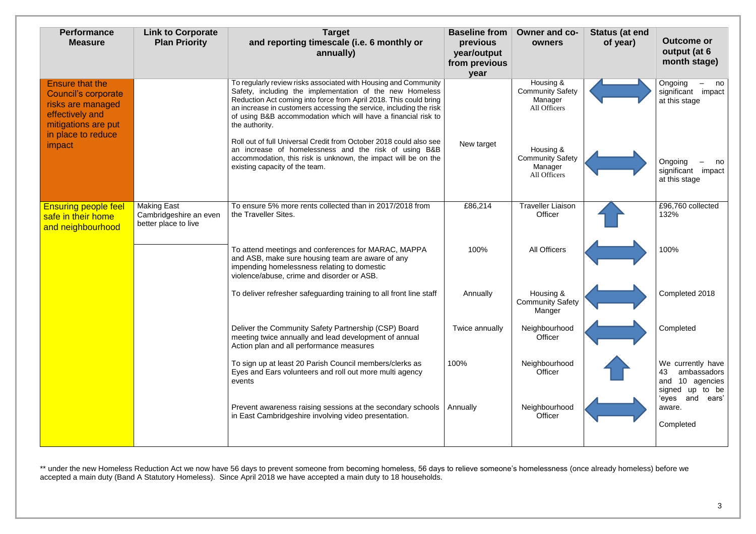| Performance Measure | Link to Corporate Plan Priority | Target and reporting timescale (i.e. 6 monthly or annually) | Baseline from previous year/output from previous year | Owner and co-owners | Status (at end of year) | Outcome or output (at 6 month stage) |
|---|---|---|---|---|---|---|
| Ensure that the Council's corporate risks are managed effectively and mitigations are put in place to reduce impact | | To regularly review risks associated with Housing and Community Safety, including the implementation of the new Homeless Reduction Act coming into force from April 2018. This could bring an increase in customers accessing the service, including the risk of using B&B accommodation which will have a financial risk to the authority. | | Housing & Community Safety Manager All Officers | ↔ | Ongoing – no significant impact at this stage |
| | | Roll out of full Universal Credit from October 2018 could also see an increase of homelessness and the risk of using B&B accommodation, this risk is unknown, the impact will be on the existing capacity of the team. | New target | Housing & Community Safety Manager All Officers | ↔ | Ongoing – no significant impact at this stage |
| Ensuring people feel safe in their home and neighbourhood | Making East Cambridgeshire an even better place to live | To ensure 5% more rents collected than in 2017/2018 from the Traveller Sites. | £86,214 | Traveller Liaison Officer | ↑ | £96,760 collected 132% |
| | | To attend meetings and conferences for MARAC, MAPPA and ASB, make sure housing team are aware of any impending homelessness relating to domestic violence/abuse, crime and disorder or ASB. | 100% | All Officers | ↔ | 100% |
| | | To deliver refresher safeguarding training to all front line staff | Annually | Housing & Community Safety Manger | ↔ | Completed 2018 |
| | | Deliver the Community Safety Partnership (CSP) Board meeting twice annually and lead development of annual Action plan and all performance measures | Twice annually | Neighbourhood Officer | ↔ | Completed |
| | | To sign up at least 20 Parish Council members/clerks as Eyes and Ears volunteers and roll out more multi agency events | 100% | Neighbourhood Officer | ↑ | We currently have 43 ambassadors and 10 agencies signed up to be 'eyes and ears' aware. |
| | | Prevent awareness raising sessions at the secondary schools in East Cambridgeshire involving video presentation. | Annually | Neighbourhood Officer | ↔ | Completed |

** under the new Homeless Reduction Act we now have 56 days to prevent someone from becoming homeless, 56 days to relieve someone's homelessness (once already homeless) before we accepted a main duty (Band A Statutory Homeless). Since April 2018 we have accepted a main duty to 18 households.